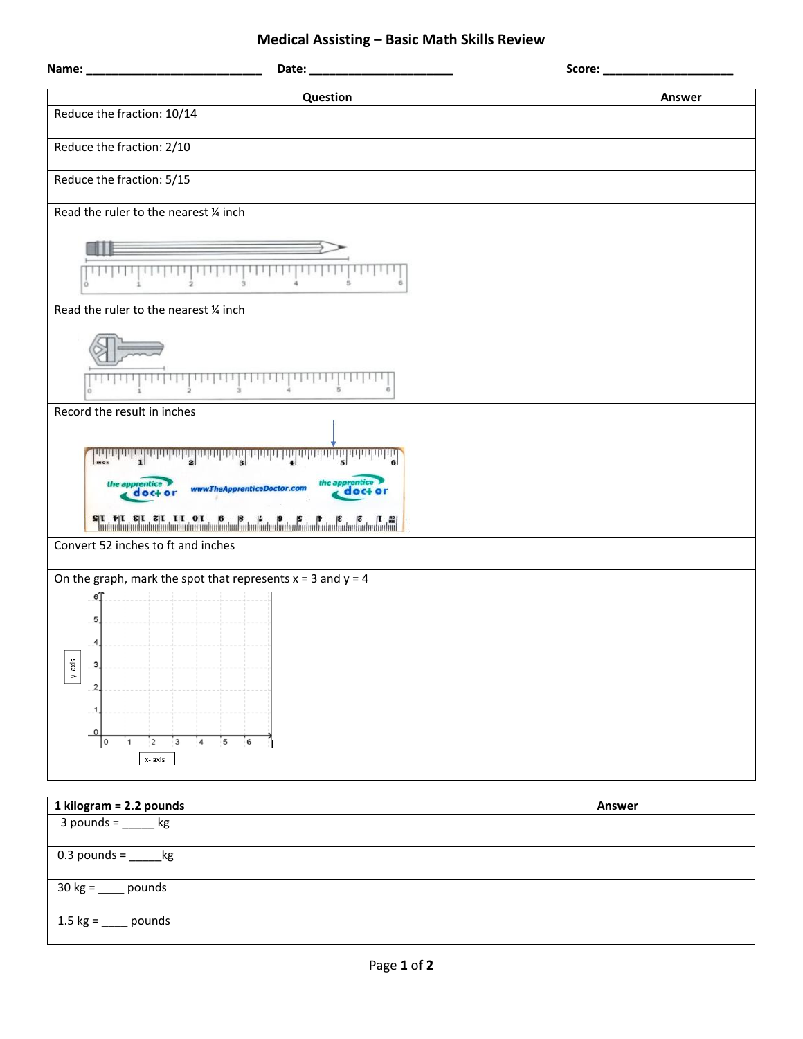# Medical Assisting – Basic Math Skills Review

**Name:** ___________________________ **Date:** ______________________ **Score:** ____________________

| Question | Answer |
| --- | --- |
| Reduce the fraction: 10/14 | |
| Reduce the fraction: 2/10 | |
| Reduce the fraction: 5/15 | |
| Read the ruler to the nearest ¼ inch | |
| Read the ruler to the nearest ¼ inch | |
| Record the result in inches | |
| Convert 52 inches to ft and inches | |
| On the graph, mark the spot that represents x = 3 and y = 4 | |

| 1 kilogram = 2.2 pounds | | Answer |
| --- | --- | --- |
| 3 pounds = _____ kg | | |
| 0.3 pounds = _____kg | | |
| 30 kg = ____ pounds | | |
| 1.5 kg = ____ pounds | | |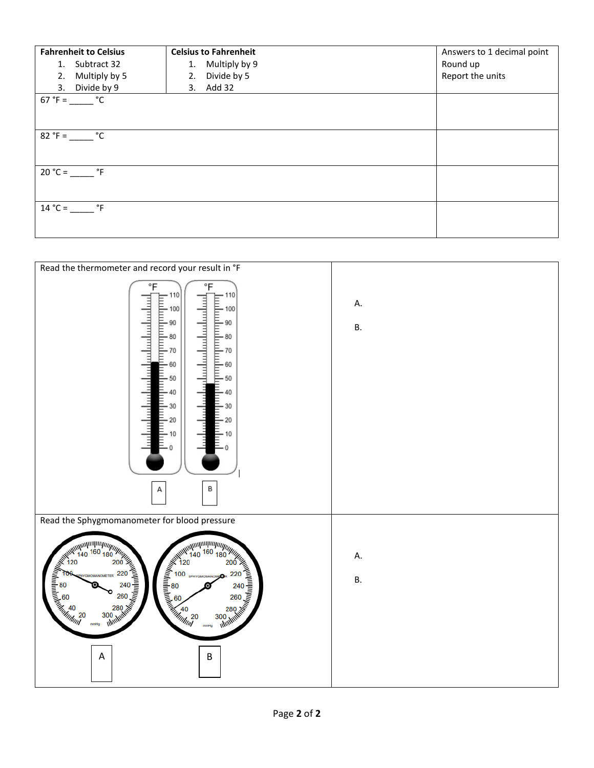| **Fahrenheit to Celsius**<br>1. Subtract 32<br>2. Multiply by 5<br>3. Divide by 9 | **Celsius to Fahrenheit**<br>1. Multiply by 9<br>2. Divide by 5<br>3. Add 32 | Answers to 1 decimal point<br>Round up<br>Report the units |
|---|---|---|
| 67 °F = _____ °C | | |
| 82 °F = _____ °C | | |
| 20 °C = _____ °F | | |
| 14 °C = _____ °F | | |

| Read the thermometer and record your result in °F | A.<br><br>B. |
|---|---|
| Read the Sphygmomanometer for blood pressure | A.<br><br>B. |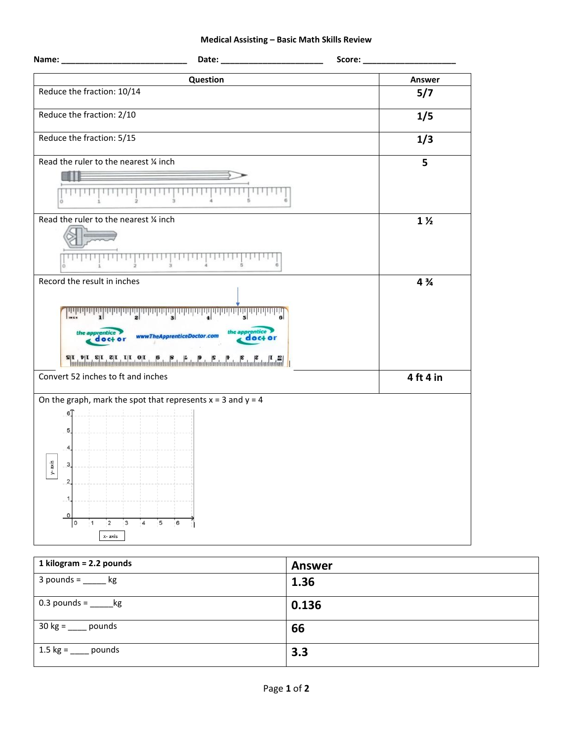**Medical Assisting – Basic Math Skills Review**

**Name:** ___________________________ **Date:** ______________________ **Score:** ____________________

| Question | Answer |
|---|---|
| Reduce the fraction: 10/14 | **5/7** |
| Reduce the fraction: 2/10 | **1/5** |
| Reduce the fraction: 5/15 | **1/3** |
| Read the ruler to the nearest ¼ inch | **5** |
| Read the ruler to the nearest ¼ inch | **1 ½** |
| Record the result in inches | **4 ¾** |
| Convert 52 inches to ft and inches | **4 ft 4 in** |
| On the graph, mark the spot that represents x = 3 and y = 4 | |

| **1 kilogram = 2.2 pounds** | **Answer** |
|---|---|
| 3 pounds = _____ kg | **1.36** |
| 0.3 pounds = _____kg | **0.136** |
| 30 kg = ____ pounds | **66** |
| 1.5 kg = ____ pounds | **3.3** |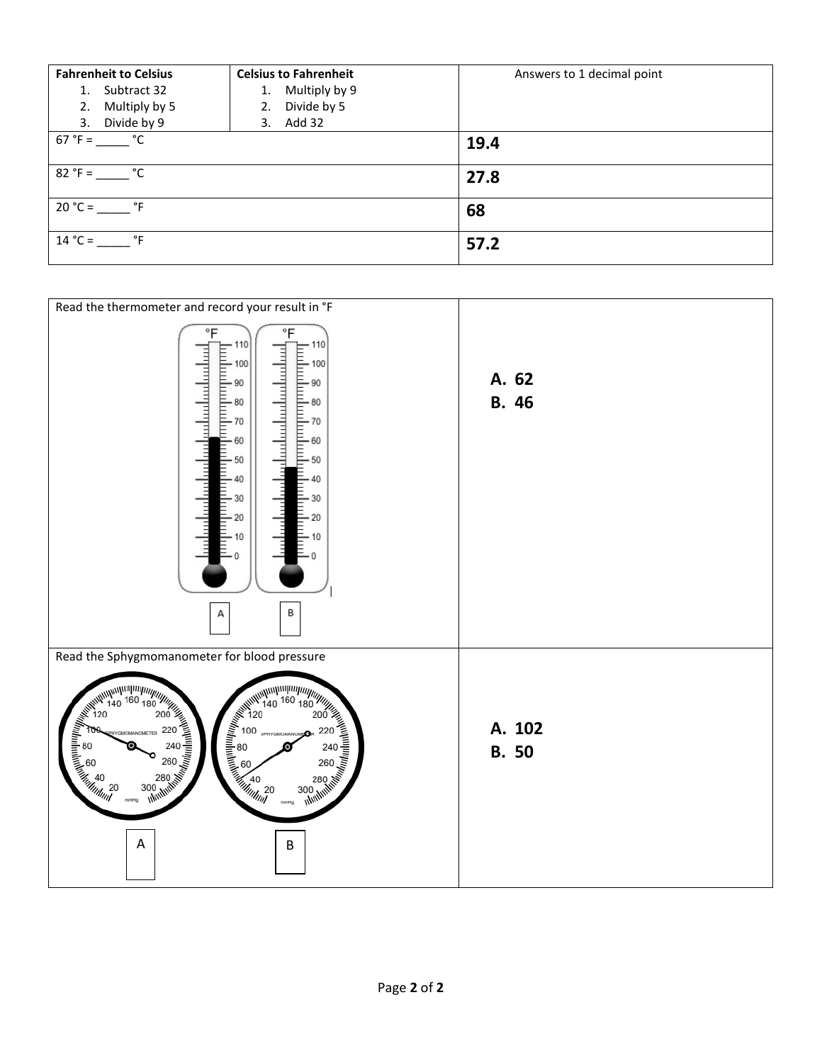| Fahrenheit to Celsius<br>1. Subtract 32<br>2. Multiply by 5<br>3. Divide by 9 | Celsius to Fahrenheit<br>1. Multiply by 9<br>2. Divide by 5<br>3. Add 32 | Answers to 1 decimal point |
|---|---|---|
| 67 °F = _____ °C | | **19.4** |
| 82 °F = _____ °C | | **27.8** |
| 20 °C = _____ °F | | **68** |
| 14 °C = _____ °F | | **57.2** |

| | |
|---|---|
| Read the thermometer and record your result in °F<br><br>°F<br>110<br>100<br>90<br>80<br>70<br>60<br>50<br>40<br>30<br>20<br>10<br>0<br><br>A &nbsp;&nbsp; B | **A. 62**<br>**B. 46** |
| Read the Sphygmomanometer for blood pressure<br><br>SPHYGMOMANOMETER<br>20 40 60 80 100 120 140 160 180 200 220 240 260 280 300<br>mmHg<br><br>A &nbsp;&nbsp; B | **A. 102**<br>**B. 50** |